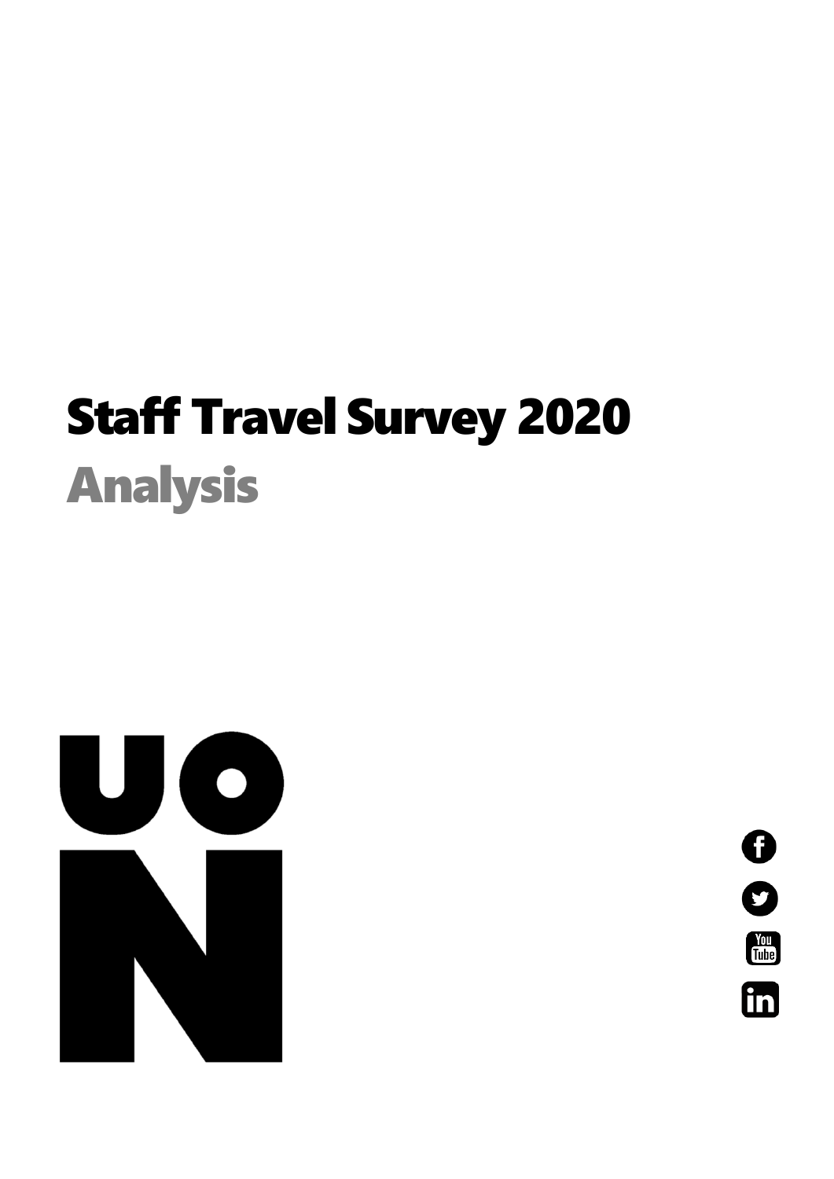# Staff Travel Survey 2020

## Analysis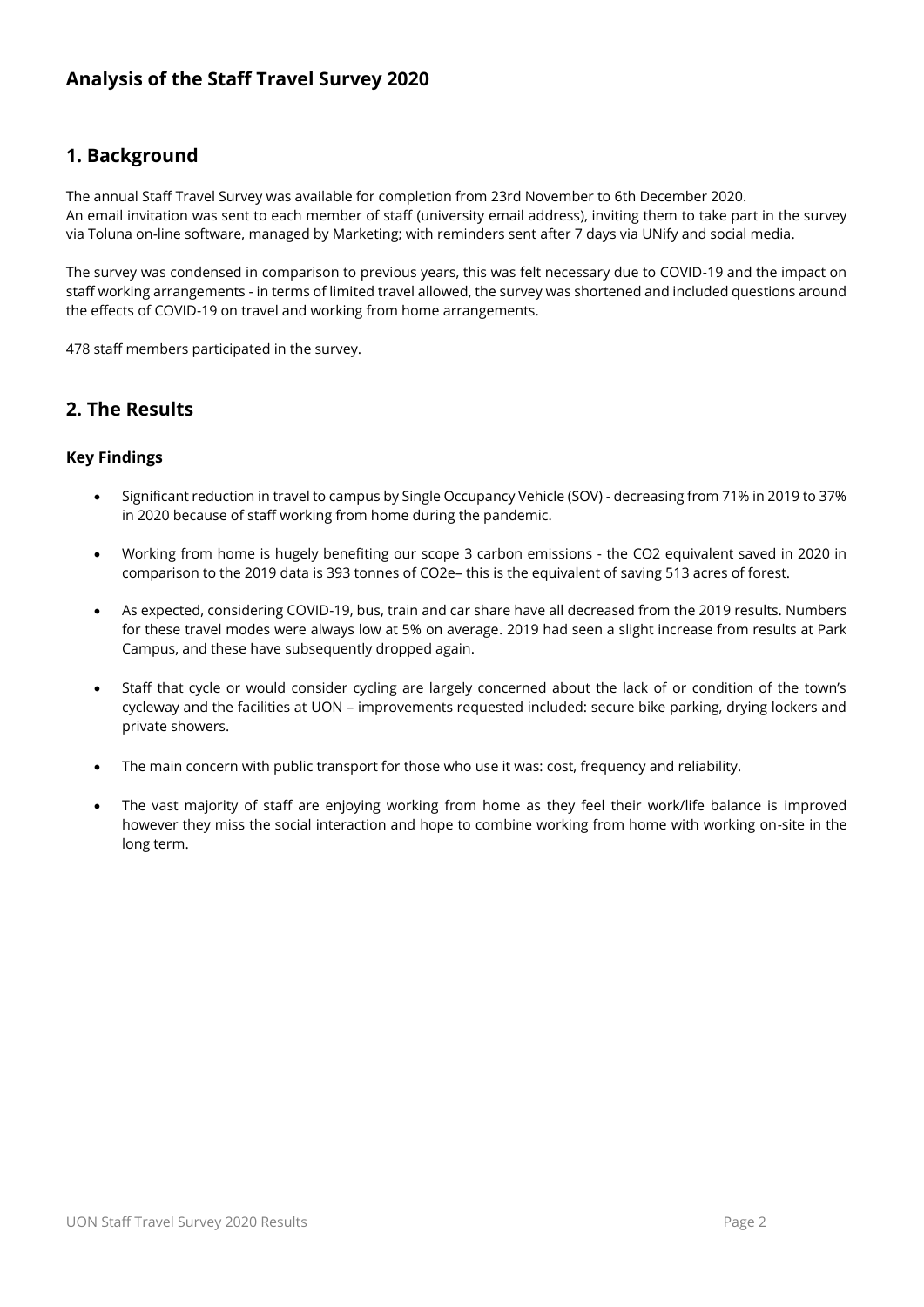## Analysis of the Staff Travel Survey 2020

## 1. Background

The annual Staff Travel Survey was available for completion from 23rd November to 6th December 2020.
An email invitation was sent to each member of staff (university email address), inviting them to take part in the survey via Toluna on-line software, managed by Marketing; with reminders sent after 7 days via UNify and social media.

The survey was condensed in comparison to previous years, this was felt necessary due to COVID-19 and the impact on staff working arrangements - in terms of limited travel allowed, the survey was shortened and included questions around the effects of COVID-19 on travel and working from home arrangements.

478 staff members participated in the survey.

## 2. The Results

### Key Findings

- Significant reduction in travel to campus by Single Occupancy Vehicle (SOV) - decreasing from 71% in 2019 to 37% in 2020 because of staff working from home during the pandemic.
- Working from home is hugely benefiting our scope 3 carbon emissions - the $CO_2$ equivalent saved in 2020 in comparison to the 2019 data is 393 tonnes of $CO_2e$– this is the equivalent of saving 513 acres of forest.
- As expected, considering COVID-19, bus, train and car share have all decreased from the 2019 results. Numbers for these travel modes were always low at 5% on average. 2019 had seen a slight increase from results at Park Campus, and these have subsequently dropped again.
- Staff that cycle or would consider cycling are largely concerned about the lack of or condition of the town's cycleway and the facilities at UON – improvements requested included: secure bike parking, drying lockers and private showers.
- The main concern with public transport for those who use it was: cost, frequency and reliability.
- The vast majority of staff are enjoying working from home as they feel their work/life balance is improved however they miss the social interaction and hope to combine working from home with working on-site in the long term.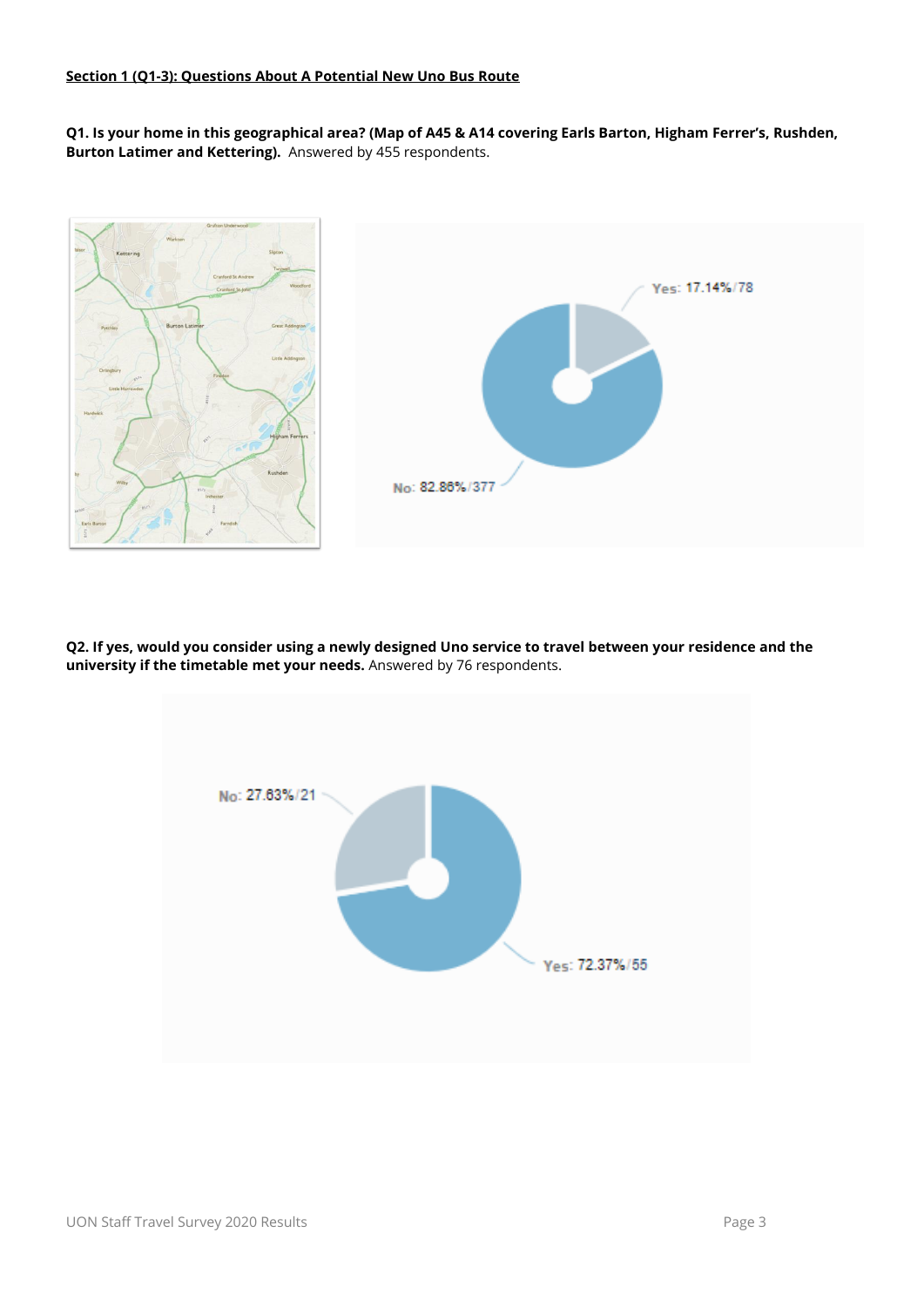**Section 1 (Q1-3): Questions About A Potential New Uno Bus Route**

**Q1. Is your home in this geographical area? (Map of A45 & A14 covering Earls Barton, Higham Ferrer's, Rushden, Burton Latimer and Kettering).** Answered by 455 respondents.

Yes: 17.14%/78

No: 82.86%/377

**Q2. If yes, would you consider using a newly designed Uno service to travel between your residence and the university if the timetable met your needs.** Answered by 76 respondents.

No: 27.63%/21

Yes: 72.37%/55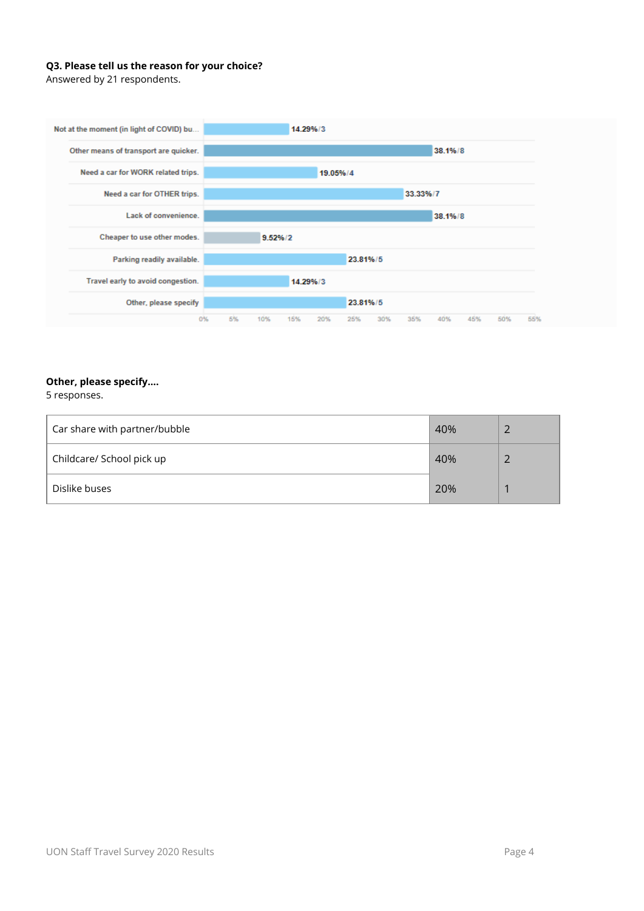**Q3. Please tell us the reason for your choice?**
Answered by 21 respondents.

| Reason | Percentage | Count |
|---|---|---|
| Not at the moment (in light of COVID) bu... | 14.29% | 3 |
| Other means of transport are quicker. | 38.1% | 8 |
| Need a car for WORK related trips. | 19.05% | 4 |
| Need a car for OTHER trips. | 33.33% | 7 |
| Lack of convenience. | 38.1% | 8 |
| Cheaper to use other modes. | 9.52% | 2 |
| Parking readily available. | 23.81% | 5 |
| Travel early to avoid congestion. | 14.29% | 3 |
| Other, please specify | 23.81% | 5 |

**Other, please specify....**
5 responses.

| Response | Percentage | Count |
|---|---|---|
| Car share with partner/bubble | 40% | 2 |
| Childcare/ School pick up | 40% | 2 |
| Dislike buses | 20% | 1 |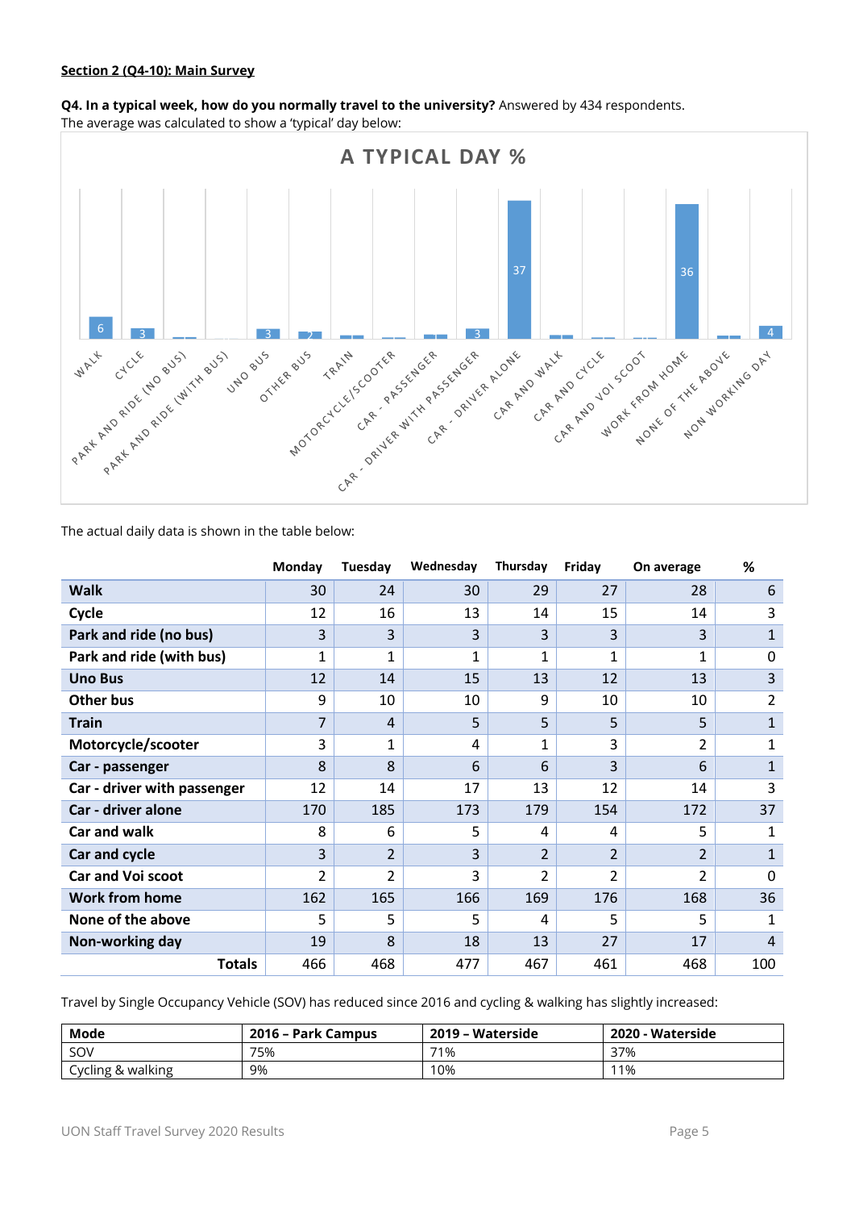**Section 2 (Q4-10): Main Survey**

**Q4. In a typical week, how do you normally travel to the university?** Answered by 434 respondents.
The average was calculated to show a 'typical' day below:

The actual daily data is shown in the table below:

| | Monday | Tuesday | Wednesday | Thursday | Friday | On average | % |
|---|---|---|---|---|---|---|---|
| **Walk** | 30 | 24 | 30 | 29 | 27 | 28 | 6 |
| **Cycle** | 12 | 16 | 13 | 14 | 15 | 14 | 3 |
| **Park and ride (no bus)** | 3 | 3 | 3 | 3 | 3 | 3 | 1 |
| **Park and ride (with bus)** | 1 | 1 | 1 | 1 | 1 | 1 | 0 |
| **Uno Bus** | 12 | 14 | 15 | 13 | 12 | 13 | 3 |
| **Other bus** | 9 | 10 | 10 | 9 | 10 | 10 | 2 |
| **Train** | 7 | 4 | 5 | 5 | 5 | 5 | 1 |
| **Motorcycle/scooter** | 3 | 1 | 4 | 1 | 3 | 2 | 1 |
| **Car - passenger** | 8 | 8 | 6 | 6 | 3 | 6 | 1 |
| **Car - driver with passenger** | 12 | 14 | 17 | 13 | 12 | 14 | 3 |
| **Car - driver alone** | 170 | 185 | 173 | 179 | 154 | 172 | 37 |
| **Car and walk** | 8 | 6 | 5 | 4 | 4 | 5 | 1 |
| **Car and cycle** | 3 | 2 | 3 | 2 | 2 | 2 | 1 |
| **Car and Voi scoot** | 2 | 2 | 3 | 2 | 2 | 2 | 0 |
| **Work from home** | 162 | 165 | 166 | 169 | 176 | 168 | 36 |
| **None of the above** | 5 | 5 | 5 | 4 | 5 | 5 | 1 |
| **Non-working day** | 19 | 8 | 18 | 13 | 27 | 17 | 4 |
| **Totals** | 466 | 468 | 477 | 467 | 461 | 468 | 100 |

Travel by Single Occupancy Vehicle (SOV) has reduced since 2016 and cycling & walking has slightly increased:

| Mode | 2016 – Park Campus | 2019 – Waterside | 2020 - Waterside |
|---|---|---|---|
| SOV | 75% | 71% | 37% |
| Cycling & walking | 9% | 10% | 11% |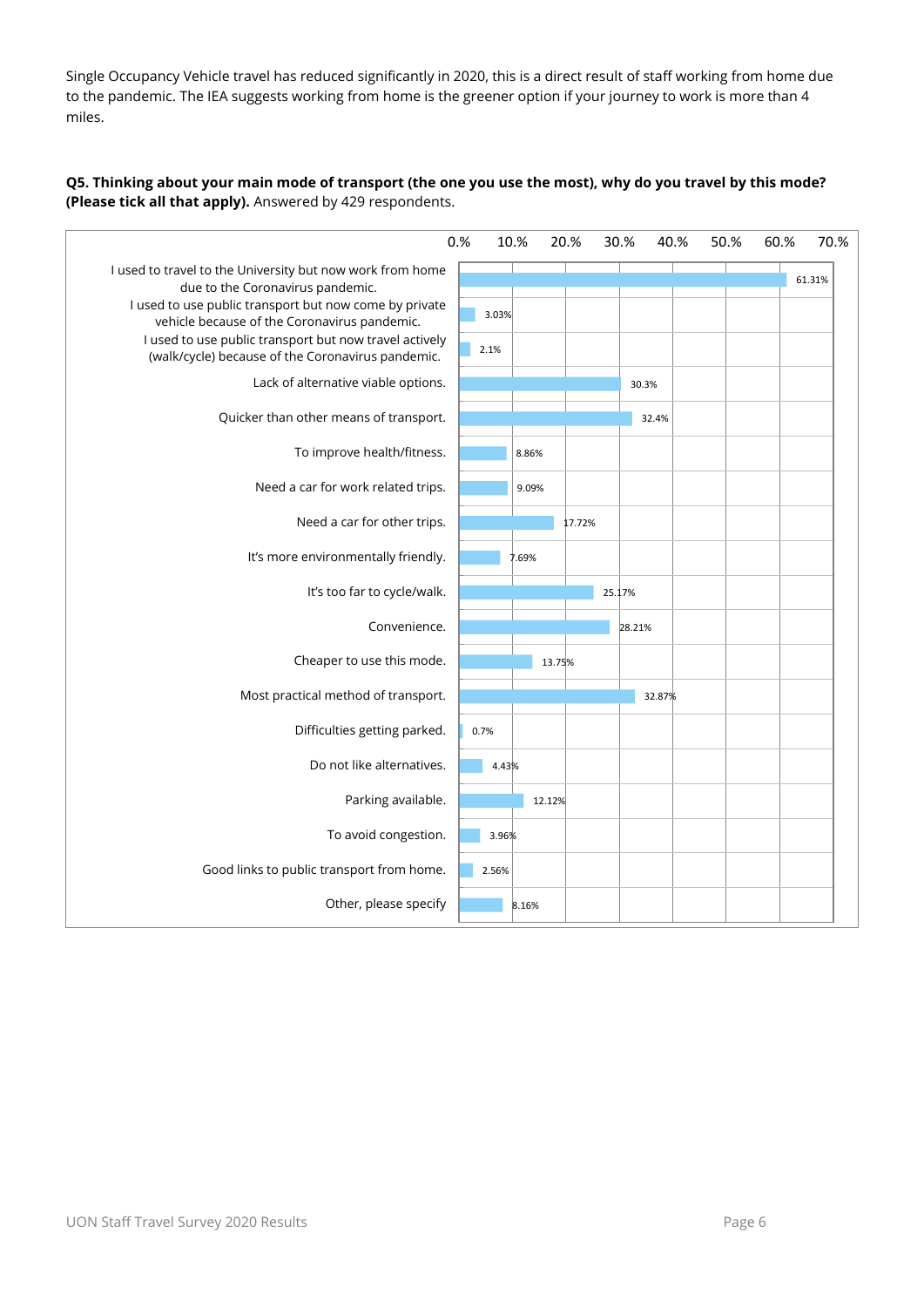Single Occupancy Vehicle travel has reduced significantly in 2020, this is a direct result of staff working from home due to the pandemic. The IEA suggests working from home is the greener option if your journey to work is more than 4 miles.

**Q5. Thinking about your main mode of transport (the one you use the most), why do you travel by this mode? (Please tick all that apply).** Answered by 429 respondents.

| Reason | Percentage |
|---|---|
| I used to travel to the University but now work from home due to the Coronavirus pandemic. | 61.31% |
| I used to use public transport but now come by private vehicle because of the Coronavirus pandemic. | 3.03% |
| I used to use public transport but now travel actively (walk/cycle) because of the Coronavirus pandemic. | 2.1% |
| Lack of alternative viable options. | 30.3% |
| Quicker than other means of transport. | 32.4% |
| To improve health/fitness. | 8.86% |
| Need a car for work related trips. | 9.09% |
| Need a car for other trips. | 17.72% |
| It's more environmentally friendly. | 7.69% |
| It's too far to cycle/walk. | 25.17% |
| Convenience. | 28.21% |
| Cheaper to use this mode. | 13.75% |
| Most practical method of transport. | 32.87% |
| Difficulties getting parked. | 0.7% |
| Do not like alternatives. | 4.43% |
| Parking available. | 12.12% |
| To avoid congestion. | 3.96% |
| Good links to public transport from home. | 2.56% |
| Other, please specify | 8.16% |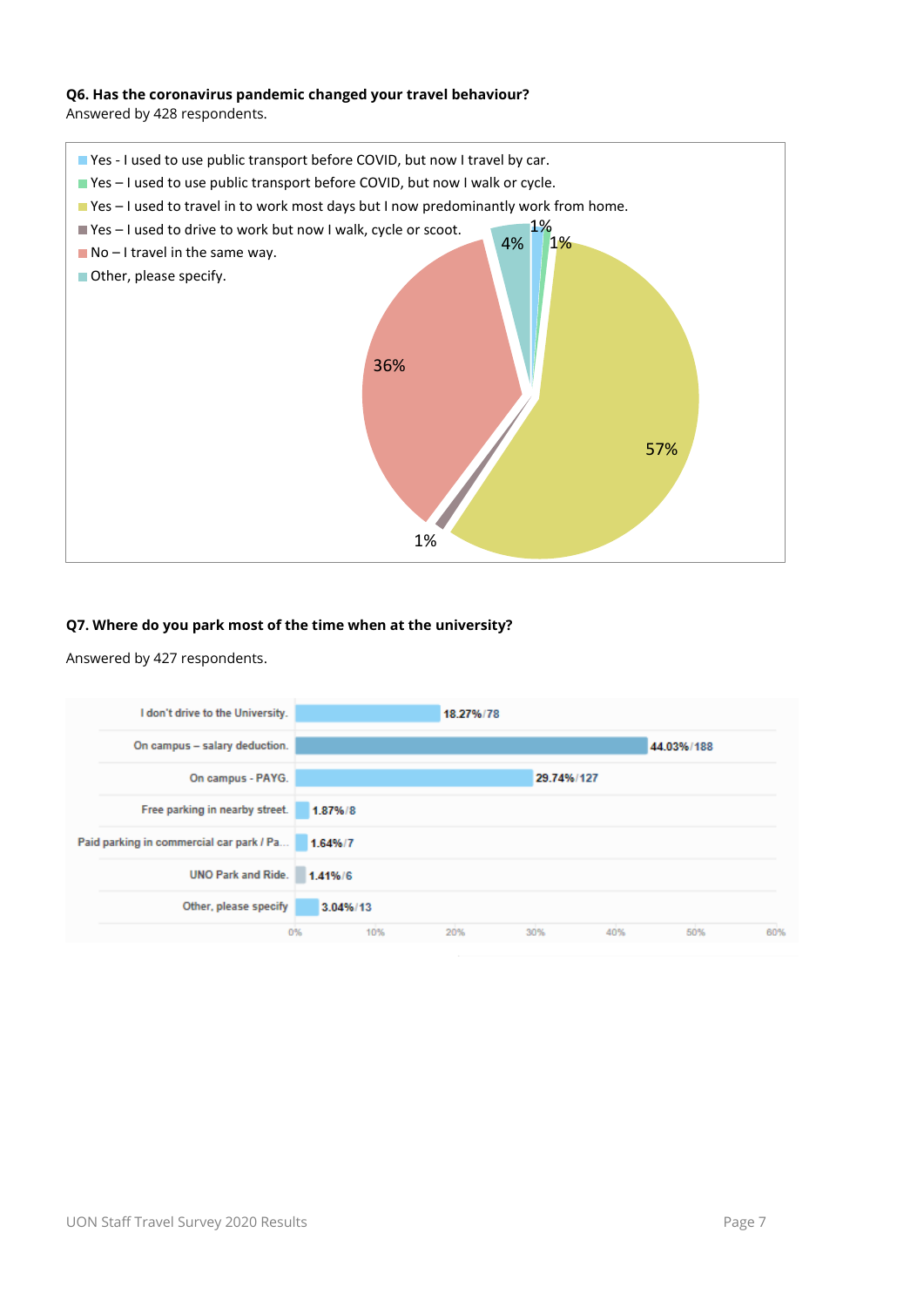**Q6. Has the coronavirus pandemic changed your travel behaviour?**
Answered by 428 respondents.

| Response | Percentage |
|---|---|
| Yes - I used to use public transport before COVID, but now I travel by car. | 1% |
| Yes – I used to use public transport before COVID, but now I walk or cycle. | 1% |
| Yes – I used to travel in to work most days but I now predominantly work from home. | 57% |
| Yes – I used to drive to work but now I walk, cycle or scoot. | 1% |
| No – I travel in the same way. | 36% |
| Other, please specify. | 4% |

**Q7. Where do you park most of the time when at the university?**

Answered by 427 respondents.

| Response | Percentage | Count |
|---|---|---|
| I don't drive to the University. | 18.27% | 78 |
| On campus – salary deduction. | 44.03% | 188 |
| On campus - PAYG. | 29.74% | 127 |
| Free parking in nearby street. | 1.87% | 8 |
| Paid parking in commercial car park / Pa... | 1.64% | 7 |
| UNO Park and Ride. | 1.41% | 6 |
| Other, please specify | 3.04% | 13 |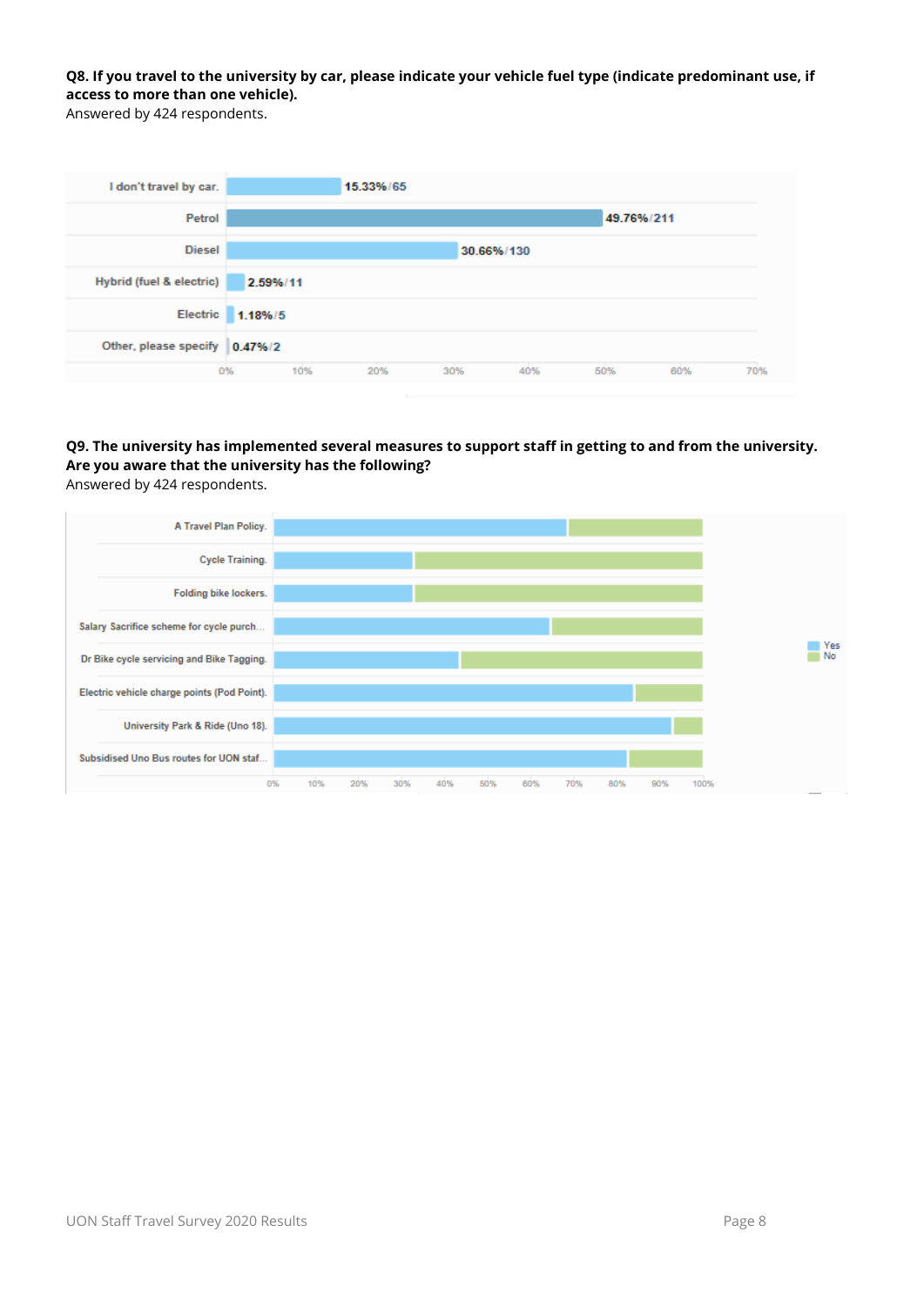**Q8. If you travel to the university by car, please indicate your vehicle fuel type (indicate predominant use, if access to more than one vehicle).**

Answered by 424 respondents.

| Response | Percentage / Count |
|---|---|
| I don't travel by car. | 15.33% / 65 |
| Petrol | 49.76% / 211 |
| Diesel | 30.66% / 130 |
| Hybrid (fuel & electric) | 2.59% / 11 |
| Electric | 1.18% / 5 |
| Other, please specify | 0.47% / 2 |

**Q9. The university has implemented several measures to support staff in getting to and from the university. Are you aware that the university has the following?**

Answered by 424 respondents.

Chart categories (Yes / No):

- A Travel Plan Policy.
- Cycle Training.
- Folding bike lockers.
- Salary Sacrifice scheme for cycle purch...
- Dr Bike cycle servicing and Bike Tagging.
- Electric vehicle charge points (Pod Point).
- University Park & Ride (Uno 18).
- Subsidised Uno Bus routes for UON staf...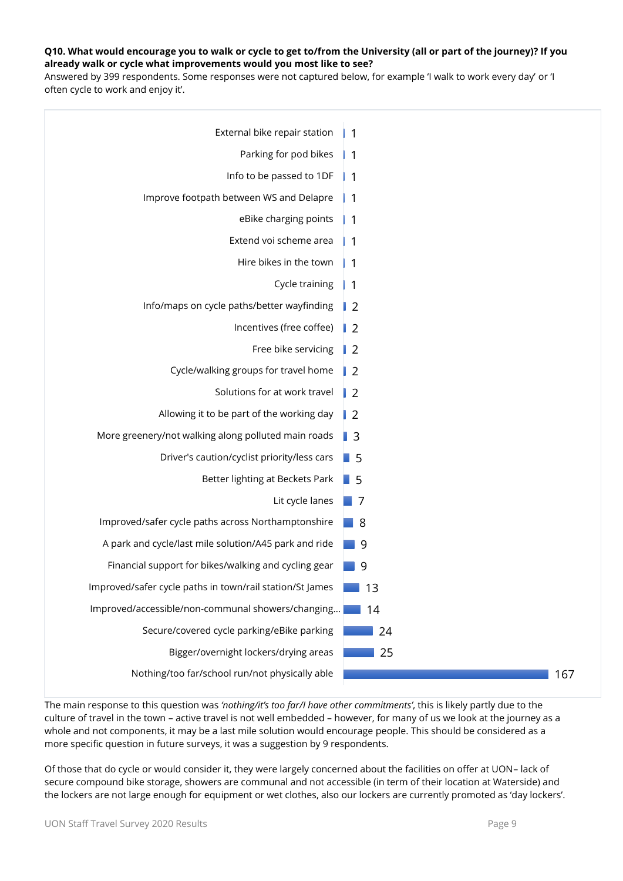**Q10. What would encourage you to walk or cycle to get to/from the University (all or part of the journey)? If you already walk or cycle what improvements would you most like to see?**

Answered by 399 respondents. Some responses were not captured below, for example 'I walk to work every day' or 'I often cycle to work and enjoy it'.

| Response | Count |
|---|---|
| External bike repair station | 1 |
| Parking for pod bikes | 1 |
| Info to be passed to 1DF | 1 |
| Improve footpath between WS and Delapre | 1 |
| eBike charging points | 1 |
| Extend voi scheme area | 1 |
| Hire bikes in the town | 1 |
| Cycle training | 1 |
| Info/maps on cycle paths/better wayfinding | 2 |
| Incentives (free coffee) | 2 |
| Free bike servicing | 2 |
| Cycle/walking groups for travel home | 2 |
| Solutions for at work travel | 2 |
| Allowing it to be part of the working day | 2 |
| More greenery/not walking along polluted main roads | 3 |
| Driver's caution/cyclist priority/less cars | 5 |
| Better lighting at Beckets Park | 5 |
| Lit cycle lanes | 7 |
| Improved/safer cycle paths across Northamptonshire | 8 |
| A park and cycle/last mile solution/A45 park and ride | 9 |
| Financial support for bikes/walking and cycling gear | 9 |
| Improved/safer cycle paths in town/rail station/St James | 13 |
| Improved/accessible/non-communal showers/changing... | 14 |
| Secure/covered cycle parking/eBike parking | 24 |
| Bigger/overnight lockers/drying areas | 25 |
| Nothing/too far/school run/not physically able | 167 |

The main response to this question was *'nothing/it's too far/I have other commitments'*, this is likely partly due to the culture of travel in the town – active travel is not well embedded – however, for many of us we look at the journey as a whole and not components, it may be a last mile solution would encourage people. This should be considered as a more specific question in future surveys, it was a suggestion by 9 respondents.

Of those that do cycle or would consider it, they were largely concerned about the facilities on offer at UON– lack of secure compound bike storage, showers are communal and not accessible (in term of their location at Waterside) and the lockers are not large enough for equipment or wet clothes, also our lockers are currently promoted as 'day lockers'.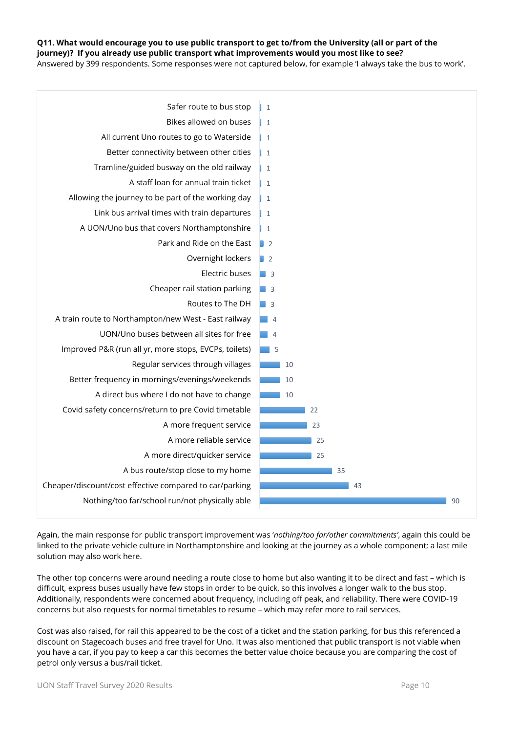**Q11. What would encourage you to use public transport to get to/from the University (all or part of the journey)? If you already use public transport what improvements would you most like to see?**
Answered by 399 respondents. Some responses were not captured below, for example 'I always take the bus to work'.

| Response | Count |
|---|---|
| Safer route to bus stop | 1 |
| Bikes allowed on buses | 1 |
| All current Uno routes to go to Waterside | 1 |
| Better connectivity between other cities | 1 |
| Tramline/guided busway on the old railway | 1 |
| A staff loan for annual train ticket | 1 |
| Allowing the journey to be part of the working day | 1 |
| Link bus arrival times with train departures | 1 |
| A UON/Uno bus that covers Northamptonshire | 1 |
| Park and Ride on the East | 2 |
| Overnight lockers | 2 |
| Electric buses | 3 |
| Cheaper rail station parking | 3 |
| Routes to The DH | 3 |
| A train route to Northampton/new West - East railway | 4 |
| UON/Uno buses between all sites for free | 4 |
| Improved P&R (run all yr, more stops, EVCPs, toilets) | 5 |
| Regular services through villages | 10 |
| Better frequency in mornings/evenings/weekends | 10 |
| A direct bus where I do not have to change | 10 |
| Covid safety concerns/return to pre Covid timetable | 22 |
| A more frequent service | 23 |
| A more reliable service | 25 |
| A more direct/quicker service | 25 |
| A bus route/stop close to my home | 35 |
| Cheaper/discount/cost effective compared to car/parking | 43 |
| Nothing/too far/school run/not physically able | 90 |

Again, the main response for public transport improvement was '*nothing/too far/other commitments*', again this could be linked to the private vehicle culture in Northamptonshire and looking at the journey as a whole component; a last mile solution may also work here.

The other top concerns were around needing a route close to home but also wanting it to be direct and fast – which is difficult, express buses usually have few stops in order to be quick, so this involves a longer walk to the bus stop. Additionally, respondents were concerned about frequency, including off peak, and reliability. There were COVID-19 concerns but also requests for normal timetables to resume – which may refer more to rail services.

Cost was also raised, for rail this appeared to be the cost of a ticket and the station parking, for bus this referenced a discount on Stagecoach buses and free travel for Uno. It was also mentioned that public transport is not viable when you have a car, if you pay to keep a car this becomes the better value choice because you are comparing the cost of petrol only versus a bus/rail ticket.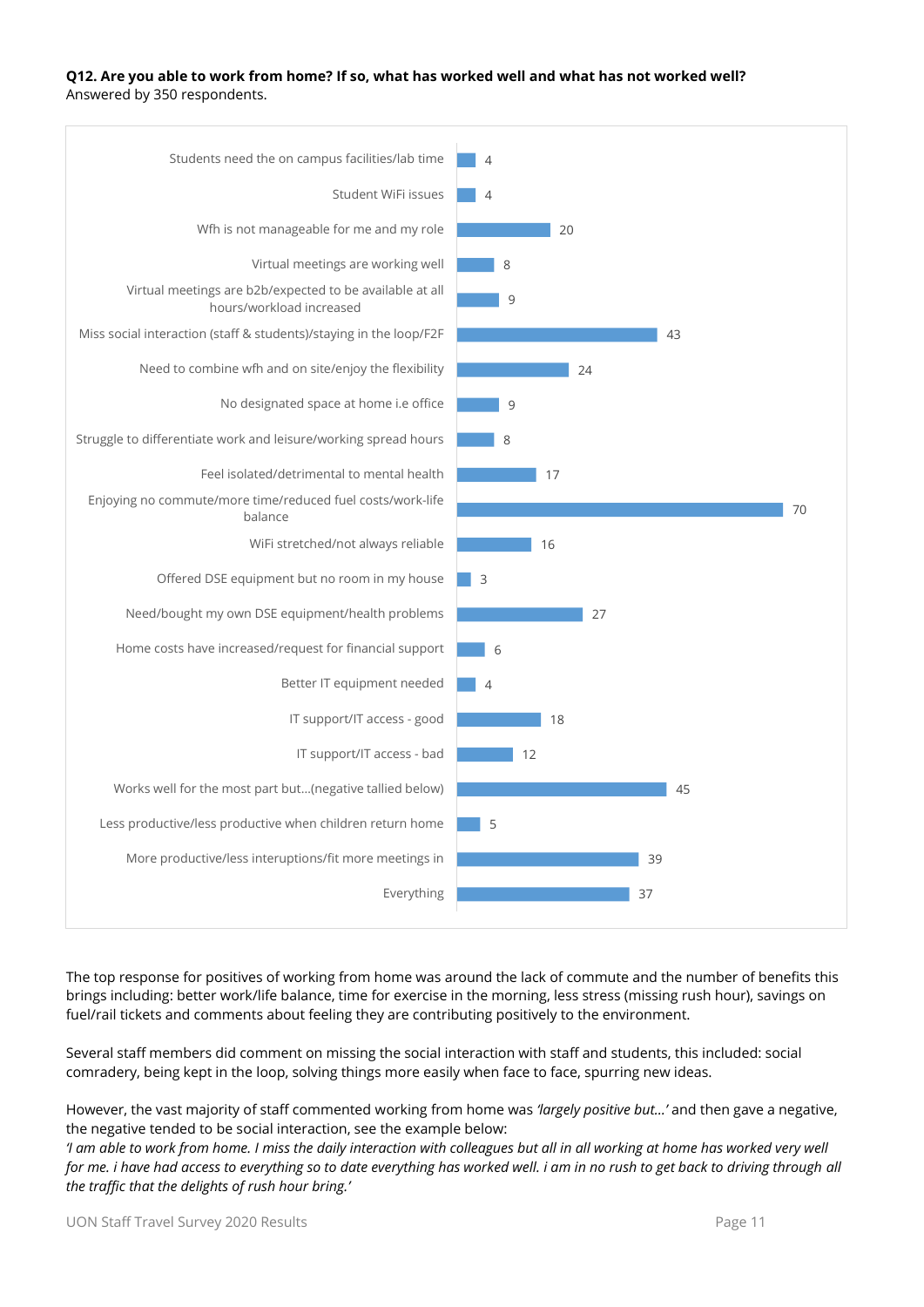**Q12. Are you able to work from home? If so, what has worked well and what has not worked well?**
Answered by 350 respondents.

| Response | Count |
| --- | --- |
| Students need the on campus facilities/lab time | 4 |
| Student WiFi issues | 4 |
| Wfh is not manageable for me and my role | 20 |
| Virtual meetings are working well | 8 |
| Virtual meetings are b2b/expected to be available at all hours/workload increased | 9 |
| Miss social interaction (staff & students)/staying in the loop/F2F | 43 |
| Need to combine wfh and on site/enjoy the flexibility | 24 |
| No designated space at home i.e office | 9 |
| Struggle to differentiate work and leisure/working spread hours | 8 |
| Feel isolated/detrimental to mental health | 17 |
| Enjoying no commute/more time/reduced fuel costs/work-life balance | 70 |
| WiFi stretched/not always reliable | 16 |
| Offered DSE equipment but no room in my house | 3 |
| Need/bought my own DSE equipment/health problems | 27 |
| Home costs have increased/request for financial support | 6 |
| Better IT equipment needed | 4 |
| IT support/IT access - good | 18 |
| IT support/IT access - bad | 12 |
| Works well for the most part but...(negative tallied below) | 45 |
| Less productive/less productive when children return home | 5 |
| More productive/less interuptions/fit more meetings in | 39 |
| Everything | 37 |

The top response for positives of working from home was around the lack of commute and the number of benefits this brings including: better work/life balance, time for exercise in the morning, less stress (missing rush hour), savings on fuel/rail tickets and comments about feeling they are contributing positively to the environment.

Several staff members did comment on missing the social interaction with staff and students, this included: social comradery, being kept in the loop, solving things more easily when face to face, spurring new ideas.

However, the vast majority of staff commented working from home was *'largely positive but...'* and then gave a negative, the negative tended to be social interaction, see the example below:
*'I am able to work from home. I miss the daily interaction with colleagues but all in all working at home has worked very well for me. i have had access to everything so to date everything has worked well. i am in no rush to get back to driving through all the traffic that the delights of rush hour bring.'*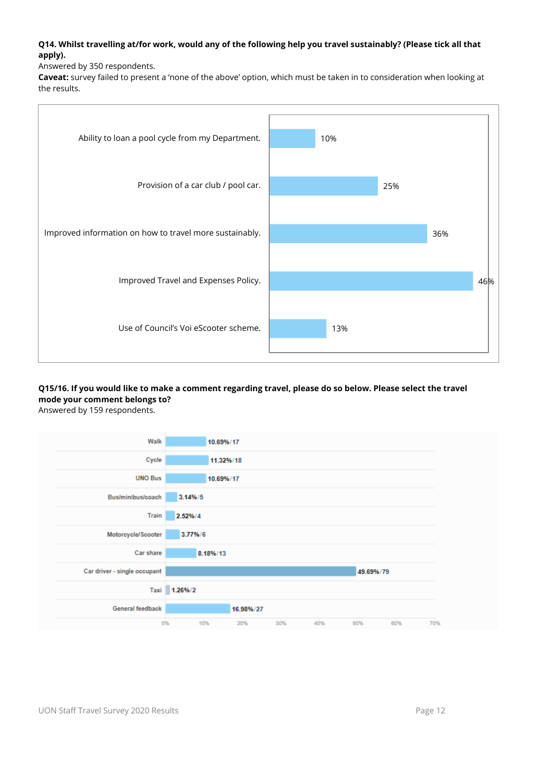**Q14. Whilst travelling at/for work, would any of the following help you travel sustainably? (Please tick all that apply).**

Answered by 350 respondents.

**Caveat:** survey failed to present a 'none of the above' option, which must be taken in to consideration when looking at the results.

| Option | Percentage |
|---|---|
| Ability to loan a pool cycle from my Department. | 10% |
| Provision of a car club / pool car. | 25% |
| Improved information on how to travel more sustainably. | 36% |
| Improved Travel and Expenses Policy. | 46% |
| Use of Council's Voi eScooter scheme. | 13% |

**Q15/16. If you would like to make a comment regarding travel, please do so below. Please select the travel mode your comment belongs to?**

Answered by 159 respondents.

| Travel mode | Percentage / Count |
|---|---|
| Walk | 10.69% / 17 |
| Cycle | 11.32% / 18 |
| UNO Bus | 10.69% / 17 |
| Bus/minibus/coach | 3.14% / 5 |
| Train | 2.52% / 4 |
| Motorcycle/Scooter | 3.77% / 6 |
| Car share | 8.18% / 13 |
| Car driver - single occupant | 49.69% / 79 |
| Taxi | 1.26% / 2 |
| General feedback | 16.98% / 27 |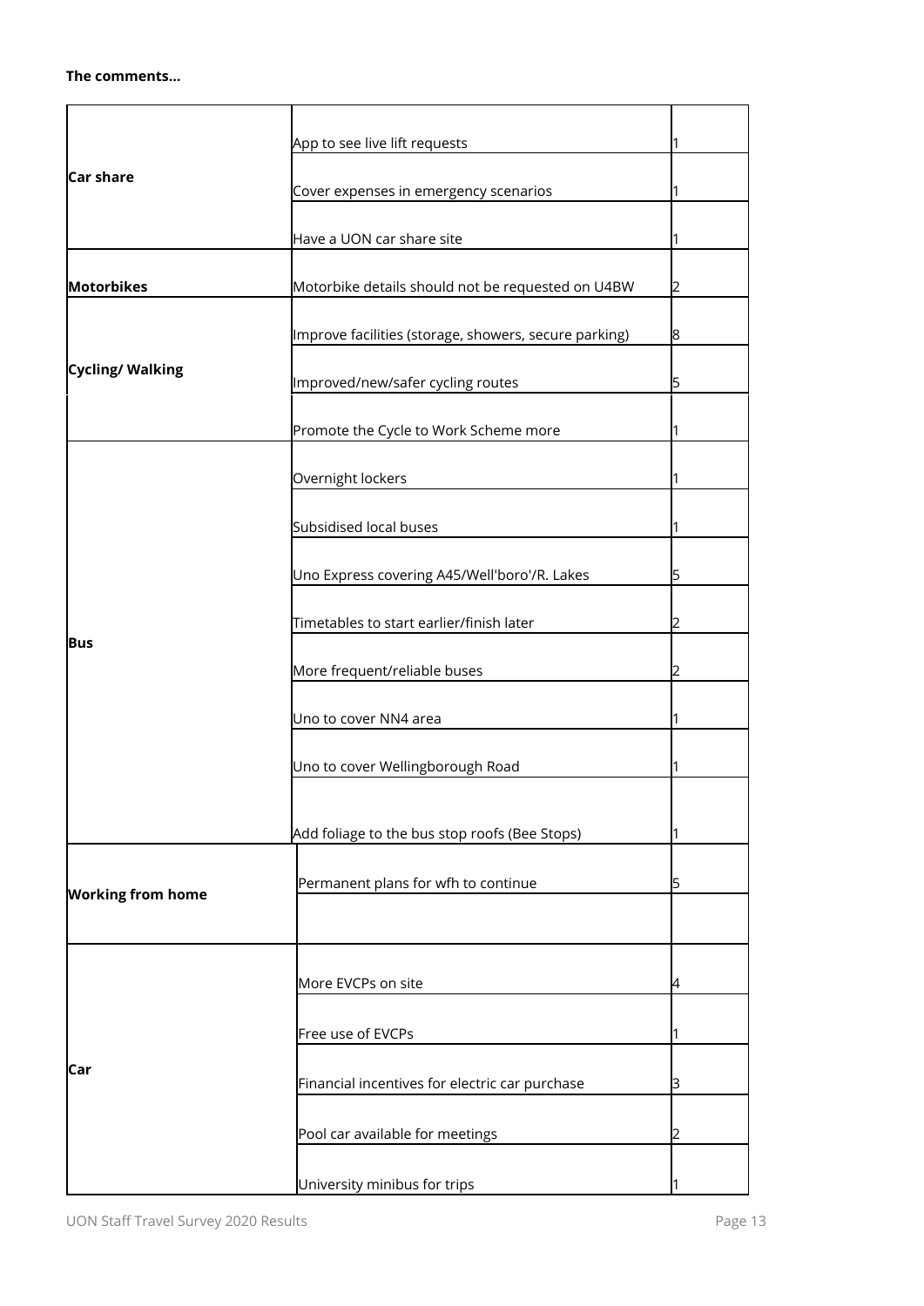**The comments...**

| | | |
|---|---|---|
| **Car share** | App to see live lift requests | 1 |
| | Cover expenses in emergency scenarios | 1 |
| | Have a UON car share site | 1 |
| **Motorbikes** | Motorbike details should not be requested on U4BW | 2 |
| **Cycling/ Walking** | Improve facilities (storage, showers, secure parking) | 8 |
| | Improved/new/safer cycling routes | 5 |
| | Promote the Cycle to Work Scheme more | 1 |
| **Bus** | Overnight lockers | 1 |
| | Subsidised local buses | 1 |
| | Uno Express covering A45/Well'boro'/R. Lakes | 5 |
| | Timetables to start earlier/finish later | 2 |
| | More frequent/reliable buses | 2 |
| | Uno to cover NN4 area | 1 |
| | Uno to cover Wellingborough Road | 1 |
| | Add foliage to the bus stop roofs (Bee Stops) | 1 |
| **Working from home** | Permanent plans for wfh to continue | 5 |
| | | |
| **Car** | More EVCPs on site | 4 |
| | Free use of EVCPs | 1 |
| | Financial incentives for electric car purchase | 3 |
| | Pool car available for meetings | 2 |
| | University minibus for trips | 1 |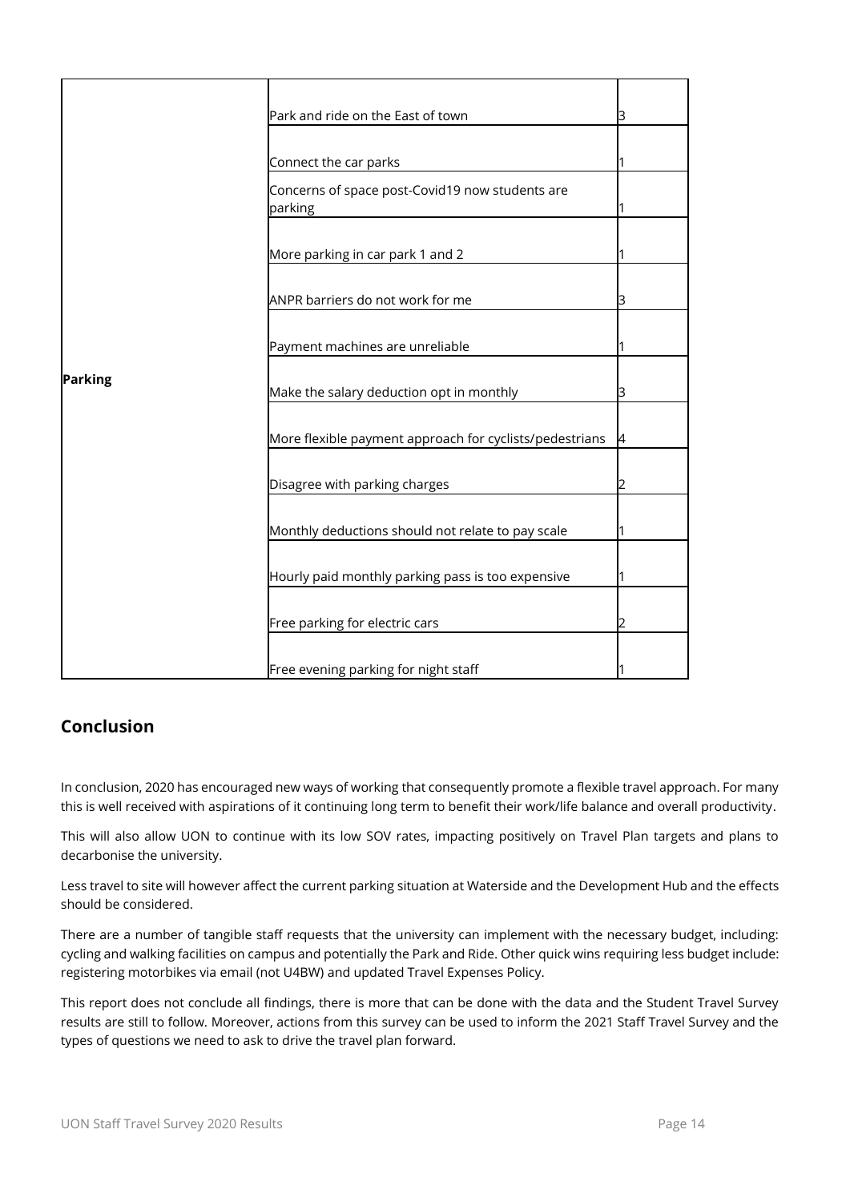| | | |
|---|---|---|
| Parking | Park and ride on the East of town | 3 |
| | Connect the car parks | 1 |
| | Concerns of space post-Covid19 now students are parking | 1 |
| | More parking in car park 1 and 2 | 1 |
| | ANPR barriers do not work for me | 3 |
| | Payment machines are unreliable | 1 |
| | Make the salary deduction opt in monthly | 3 |
| | More flexible payment approach for cyclists/pedestrians | 4 |
| | Disagree with parking charges | 2 |
| | Monthly deductions should not relate to pay scale | 1 |
| | Hourly paid monthly parking pass is too expensive | 1 |
| | Free parking for electric cars | 2 |
| | Free evening parking for night staff | 1 |

## Conclusion

In conclusion, 2020 has encouraged new ways of working that consequently promote a flexible travel approach. For many this is well received with aspirations of it continuing long term to benefit their work/life balance and overall productivity.

This will also allow UON to continue with its low SOV rates, impacting positively on Travel Plan targets and plans to decarbonise the university.

Less travel to site will however affect the current parking situation at Waterside and the Development Hub and the effects should be considered.

There are a number of tangible staff requests that the university can implement with the necessary budget, including: cycling and walking facilities on campus and potentially the Park and Ride. Other quick wins requiring less budget include: registering motorbikes via email (not U4BW) and updated Travel Expenses Policy.

This report does not conclude all findings, there is more that can be done with the data and the Student Travel Survey results are still to follow. Moreover, actions from this survey can be used to inform the 2021 Staff Travel Survey and the types of questions we need to ask to drive the travel plan forward.